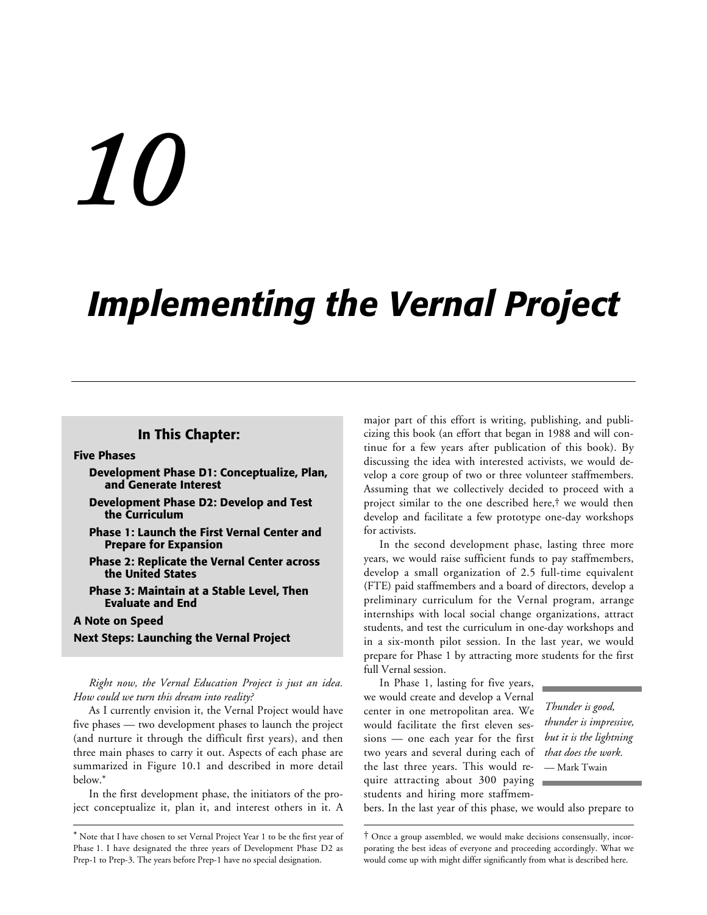# 10

# Implementing the Vernal Project

## In This Chapter:

**Five Phases**

- **Development Phase D1: Conceptualize, Plan, and Generate Interest**
- **Development Phase D2: Develop and Test the Curriculum**
- **Phase 1: Launch the First Vernal Center and Prepare for Expansion**
- **Phase 2: Replicate the Vernal Center across the United States**
- **Phase 3: Maintain at a Stable Level, Then Evaluate and End**

**A Note on Speed**

**Next Steps: Launching the Vernal Project**

*Right now, the Vernal Education Project is just an idea. How could we turn this dream into reality?*

As I currently envision it, the Vernal Project would have five phases — two development phases to launch the project (and nurture it through the difficult first years), and then three main phases to carry it out. Aspects of each phase are summarized in Figure 10.1 and described in more detail below.*

In the first development phase, the initiators of the project conceptualize it, plan it, and interest others in it. A major part of this effort is writing, publishing, and publicizing this book (an effort that began in 1988 and will continue for a few years after publication of this book). By discussing the idea with interested activists, we would develop a core group of two or three volunteer staffmembers. Assuming that we collectively decided to proceed with a project similar to the one described here,† we would then develop and facilitate a few prototype one-day workshops for activists.

In the second development phase, lasting three more years, we would raise sufficient funds to pay staffmembers, develop a small organization of 2.5 full-time equivalent (FTE) paid staffmembers and a board of directors, develop a preliminary curriculum for the Vernal program, arrange internships with local social change organizations, attract students, and test the curriculum in one-day workshops and in a six-month pilot session. In the last year, we would prepare for Phase 1 by attracting more students for the first full Vernal session.

In Phase 1, lasting for five years, we would create and develop a Vernal center in one metropolitan area. We would facilitate the first eleven sessions — one each year for the first two years and several during each of the last three years. This would require attracting about 300 paying students and hiring more staffmembers. In the last year of this phase, we would also prepare to

> *Thunder is good, thunder is impressive, but it is the lightning that does the work.*
> — Mark Twain

---

* Note that I have chosen to set Vernal Project Year 1 to be the first year of Phase 1. I have designated the three years of Development Phase D2 as Prep-1 to Prep-3. The years before Prep-1 have no special designation.

† Once a group assembled, we would make decisions consensually, incorporating the best ideas of everyone and proceeding accordingly. What we would come up with might differ significantly from what is described here.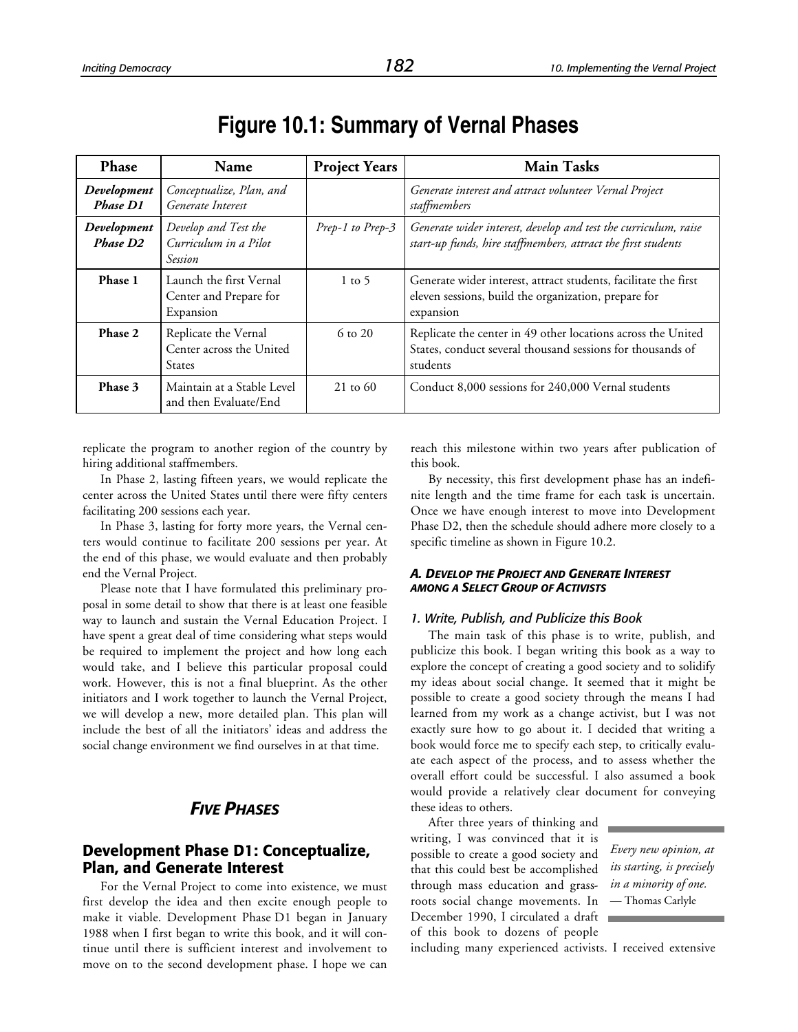# Figure 10.1: Summary of Vernal Phases

| Phase | Name | Project Years | Main Tasks |
|---|---|---|---|
| ***Development Phase D1*** | *Conceptualize, Plan, and Generate Interest* | | *Generate interest and attract volunteer Vernal Project staffmembers* |
| ***Development Phase D2*** | *Develop and Test the Curriculum in a Pilot Session* | *Prep-1 to Prep-3* | *Generate wider interest, develop and test the curriculum, raise start-up funds, hire staffmembers, attract the first students* |
| **Phase 1** | Launch the first Vernal Center and Prepare for Expansion | 1 to 5 | Generate wider interest, attract students, facilitate the first eleven sessions, build the organization, prepare for expansion |
| **Phase 2** | Replicate the Vernal Center across the United States | 6 to 20 | Replicate the center in 49 other locations across the United States, conduct several thousand sessions for thousands of students |
| **Phase 3** | Maintain at a Stable Level and then Evaluate/End | 21 to 60 | Conduct 8,000 sessions for 240,000 Vernal students |

replicate the program to another region of the country by hiring additional staffmembers.

In Phase 2, lasting fifteen years, we would replicate the center across the United States until there were fifty centers facilitating 200 sessions each year.

In Phase 3, lasting for forty more years, the Vernal centers would continue to facilitate 200 sessions per year. At the end of this phase, we would evaluate and then probably end the Vernal Project.

Please note that I have formulated this preliminary proposal in some detail to show that there is at least one feasible way to launch and sustain the Vernal Education Project. I have spent a great deal of time considering what steps would be required to implement the project and how long each would take, and I believe this particular proposal could work. However, this is not a final blueprint. As the other initiators and I work together to launch the Vernal Project, we will develop a new, more detailed plan. This plan will include the best of all the initiators' ideas and address the social change environment we find ourselves in at that time.

## *FIVE PHASES*

### Development Phase D1: Conceptualize, Plan, and Generate Interest

For the Vernal Project to come into existence, we must first develop the idea and then excite enough people to make it viable. Development Phase D1 began in January 1988 when I first began to write this book, and it will continue until there is sufficient interest and involvement to move on to the second development phase. I hope we can reach this milestone within two years after publication of this book.

By necessity, this first development phase has an indefinite length and the time frame for each task is uncertain. Once we have enough interest to move into Development Phase D2, then the schedule should adhere more closely to a specific timeline as shown in Figure 10.2.

#### *A. Develop the Project and Generate Interest among a Select Group of Activists*

##### *1. Write, Publish, and Publicize this Book*

The main task of this phase is to write, publish, and publicize this book. I began writing this book as a way to explore the concept of creating a good society and to solidify my ideas about social change. It seemed that it might be possible to create a good society through the means I had learned from my work as a change activist, but I was not exactly sure how to go about it. I decided that writing a book would force me to specify each step, to critically evaluate each aspect of the process, and to assess whether the overall effort could be successful. I also assumed a book would provide a relatively clear document for conveying these ideas to others.

> *Every new opinion, at its starting, is precisely in a minority of one.*
> — Thomas Carlyle

After three years of thinking and writing, I was convinced that it is possible to create a good society and that this could best be accomplished through mass education and grassroots social change movements. In December 1990, I circulated a draft of this book to dozens of people including many experienced activists. I received extensive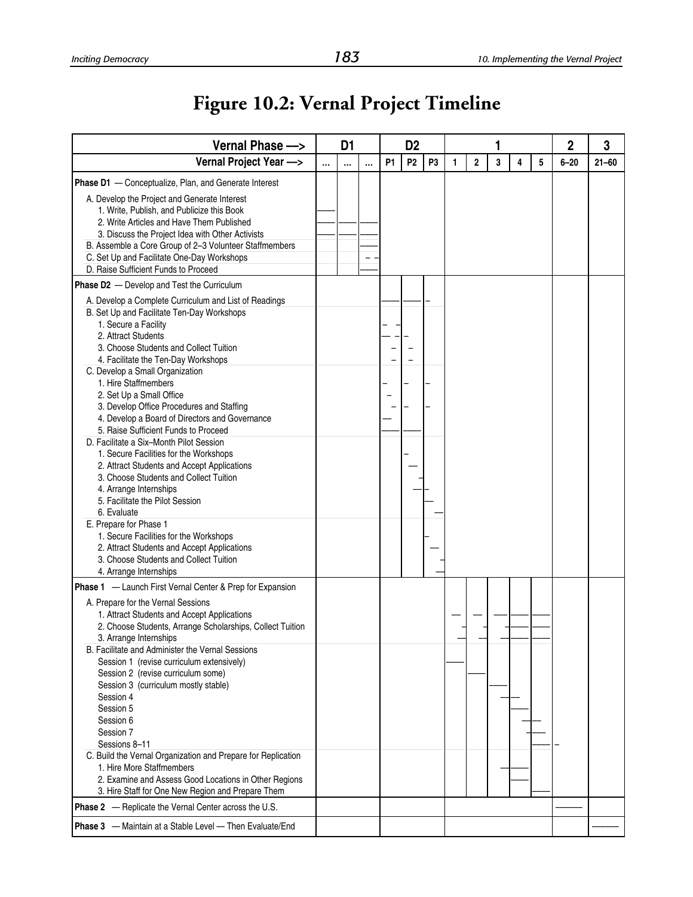# Figure 10.2: Vernal Project Timeline

| Vernal Phase —> | D1 | | | D2 | | | 1 | | | | | 2 | 3 |
|---|---|---|---|---|---|---|---|---|---|---|---|---|---|
| **Vernal Project Year —>** | **…** | **…** | **…** | **P1** | **P2** | **P3** | **1** | **2** | **3** | **4** | **5** | **6–20** | **21–60** |
| **Phase D1** — Conceptualize, Plan, and Generate Interest | | | | | | | | | | | | | |
| A. Develop the Project and Generate Interest | | | | | | | | | | | | | |
| 1. Write, Publish, and Publicize this Book | —— | | | | | | | | | | | | |
| 2. Write Articles and Have Them Published | —— | —— | —— | | | | | | | | | | |
| 3. Discuss the Project Idea with Other Activists | —— | —— | —— | | | | | | | | | | |
| B. Assemble a Core Group of 2–3 Volunteer Staffmembers | | | —— | | | | | | | | | | |
| C. Set Up and Facilitate One-Day Workshops | | | – – | | | | | | | | | | |
| D. Raise Sufficient Funds to Proceed | | | —— | | | | | | | | | | |
| **Phase D2** — Develop and Test the Curriculum | | | | | | | | | | | | | |
| A. Develop a Complete Curriculum and List of Readings | | | | —— | —— | – | | | | | | | |
| B. Set Up and Facilitate Ten-Day Workshops | | | | | | | | | | | | | |
| 1. Secure a Facility | | | | – – | | | | | | | | | |
| 2. Attract Students | | | | — – | – | | | | | | | | |
| 3. Choose Students and Collect Tuition | | | | – | – | | | | | | | | |
| 4. Facilitate the Ten-Day Workshops | | | | – | – | | | | | | | | |
| C. Develop a Small Organization | | | | | | | | | | | | | |
| 1. Hire Staffmembers | | | | – | – | – | | | | | | | |
| 2. Set Up a Small Office | | | | – | | | | | | | | | |
| 3. Develop Office Procedures and Staffing | | | | – | – | – | | | | | | | |
| 4. Develop a Board of Directors and Governance | | | | — | | | | | | | | | |
| 5. Raise Sufficient Funds to Proceed | | | | —— | —— | | | | | | | | |
| D. Facilitate a Six–Month Pilot Session | | | | | | | | | | | | | |
| 1. Secure Facilities for the Workshops | | | | | – | | | | | | | | |
| 2. Attract Students and Accept Applications | | | | | — | | | | | | | | |
| 3. Choose Students and Collect Tuition | | | | | – | | | | | | | | |
| 4. Arrange Internships | | | | | — | – | | | | | | | |
| 5. Facilitate the Pilot Session | | | | | | — | | | | | | | |
| 6. Evaluate | | | | | | — | | | | | | | |
| E. Prepare for Phase 1 | | | | | | | | | | | | | |
| 1. Secure Facilities for the Workshops | | | | | | – | | | | | | | |
| 2. Attract Students and Accept Applications | | | | | | — | | | | | | | |
| 3. Choose Students and Collect Tuition | | | | | | – | | | | | | | |
| 4. Arrange Internships | | | | | | — | | | | | | | |
| **Phase 1** — Launch First Vernal Center & Prep for Expansion | | | | | | | | | | | | | |
| A. Prepare for the Vernal Sessions | | | | | | | | | | | | | |
| 1. Attract Students and Accept Applications | | | | | | | — | — | —— | —— | —— | | |
| 2. Choose Students, Arrange Scholarships, Collect Tuition | | | | | | | – | – | – | —— | —— | | |
| 3. Arrange Internships | | | | | | | — | — | — | —— | —— | | |
| B. Facilitate and Administer the Vernal Sessions | | | | | | | | | | | | | |
| Session 1 (revise curriculum extensively) | | | | | | | —— | | | | | | |
| Session 2 (revise curriculum some) | | | | | | | | —— | | | | | |
| Session 3 (curriculum mostly stable) | | | | | | | | | —— | | | | |
| Session 4 | | | | | | | | | — | — | | | |
| Session 5 | | | | | | | | | | —— | | | |
| Session 6 | | | | | | | | | | — | — | | |
| Session 7 | | | | | | | | | | – | —— | | |
| Sessions 8–11 | | | | | | | | | | | —— | – | |
| C. Build the Vernal Organization and Prepare for Replication | | | | | | | | | | | | | |
| 1. Hire More Staffmembers | | | | | | | | | — | —— | | | |
| 2. Examine and Assess Good Locations in Other Regions | | | | | | | | | | —— | | | |
| 3. Hire Staff for One New Region and Prepare Them | | | | | | | | | | | —— | | |
| **Phase 2** — Replicate the Vernal Center across the U.S. | | | | | | | | | | | | —— | |
| **Phase 3** — Maintain at a Stable Level — Then Evaluate/End | | | | | | | | | | | | | —— |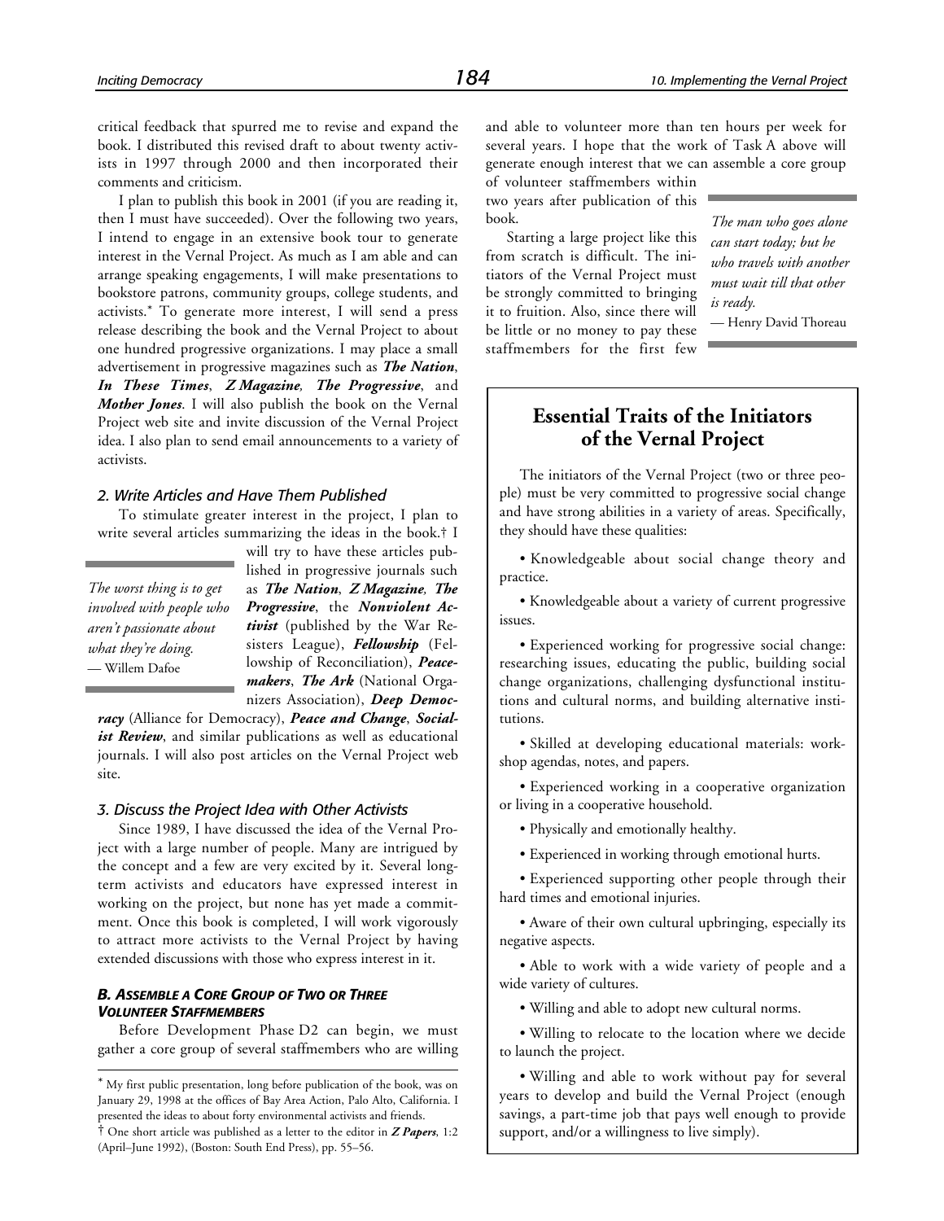critical feedback that spurred me to revise and expand the book. I distributed this revised draft to about twenty activists in 1997 through 2000 and then incorporated their comments and criticism.

I plan to publish this book in 2001 (if you are reading it, then I must have succeeded). Over the following two years, I intend to engage in an extensive book tour to generate interest in the Vernal Project. As much as I am able and can arrange speaking engagements, I will make presentations to bookstore patrons, community groups, college students, and activists.* To generate more interest, I will send a press release describing the book and the Vernal Project to about one hundred progressive organizations. I may place a small advertisement in progressive magazines such as ***The Nation***, ***In These Times***, ***Z Magazine***, ***The Progressive***, and ***Mother Jones***. I will also publish the book on the Vernal Project web site and invite discussion of the Vernal Project idea. I also plan to send email announcements to a variety of activists.

### *2. Write Articles and Have Them Published*

To stimulate greater interest in the project, I plan to write several articles summarizing the ideas in the book.† I will try to have these articles published in progressive journals such as ***The Nation***, ***Z Magazine***, ***The Progressive***, the ***Nonviolent Activist*** (published by the War Resisters League), ***Fellowship*** (Fellowship of Reconciliation), ***Peacemakers***, ***The Ark*** (National Organizers Association), ***Deep Democracy*** (Alliance for Democracy), ***Peace and Change***, ***Socialist Review***, and similar publications as well as educational journals. I will also post articles on the Vernal Project web site.

> *The worst thing is to get involved with people who aren't passionate about what they're doing.*
> — Willem Dafoe

### *3. Discuss the Project Idea with Other Activists*

Since 1989, I have discussed the idea of the Vernal Project with a large number of people. Many are intrigued by the concept and a few are very excited by it. Several long-term activists and educators have expressed interest in working on the project, but none has yet made a commitment. Once this book is completed, I will work vigorously to attract more activists to the Vernal Project by having extended discussions with those who express interest in it.

### *B. Assemble a Core Group of Two or Three Volunteer Staffmembers*

Before Development Phase D2 can begin, we must gather a core group of several staffmembers who are willing and able to volunteer more than ten hours per week for several years. I hope that the work of Task A above will generate enough interest that we can assemble a core group of volunteer staffmembers within two years after publication of this book.

Starting a large project like this from scratch is difficult. The initiators of the Vernal Project must be strongly committed to bringing it to fruition. Also, since there will be little or no money to pay these staffmembers for the first few

> *The man who goes alone can start today; but he who travels with another must wait till that other is ready.*
> — Henry David Thoreau

## Essential Traits of the Initiators of the Vernal Project

The initiators of the Vernal Project (two or three people) must be very committed to progressive social change and have strong abilities in a variety of areas. Specifically, they should have these qualities:

- Knowledgeable about social change theory and practice.
- Knowledgeable about a variety of current progressive issues.
- Experienced working for progressive social change: researching issues, educating the public, building social change organizations, challenging dysfunctional institutions and cultural norms, and building alternative institutions.
- Skilled at developing educational materials: workshop agendas, notes, and papers.
- Experienced working in a cooperative organization or living in a cooperative household.
- Physically and emotionally healthy.
- Experienced in working through emotional hurts.
- Experienced supporting other people through their hard times and emotional injuries.
- Aware of their own cultural upbringing, especially its negative aspects.
- Able to work with a wide variety of people and a wide variety of cultures.
- Willing and able to adopt new cultural norms.
- Willing to relocate to the location where we decide to launch the project.
- Willing and able to work without pay for several years to develop and build the Vernal Project (enough savings, a part-time job that pays well enough to provide support, and/or a willingness to live simply).

---

* My first public presentation, long before publication of the book, was on January 29, 1998 at the offices of Bay Area Action, Palo Alto, California. I presented the ideas to about forty environmental activists and friends.

† One short article was published as a letter to the editor in ***Z Papers***, 1:2 (April–June 1992), (Boston: South End Press), pp. 55–56.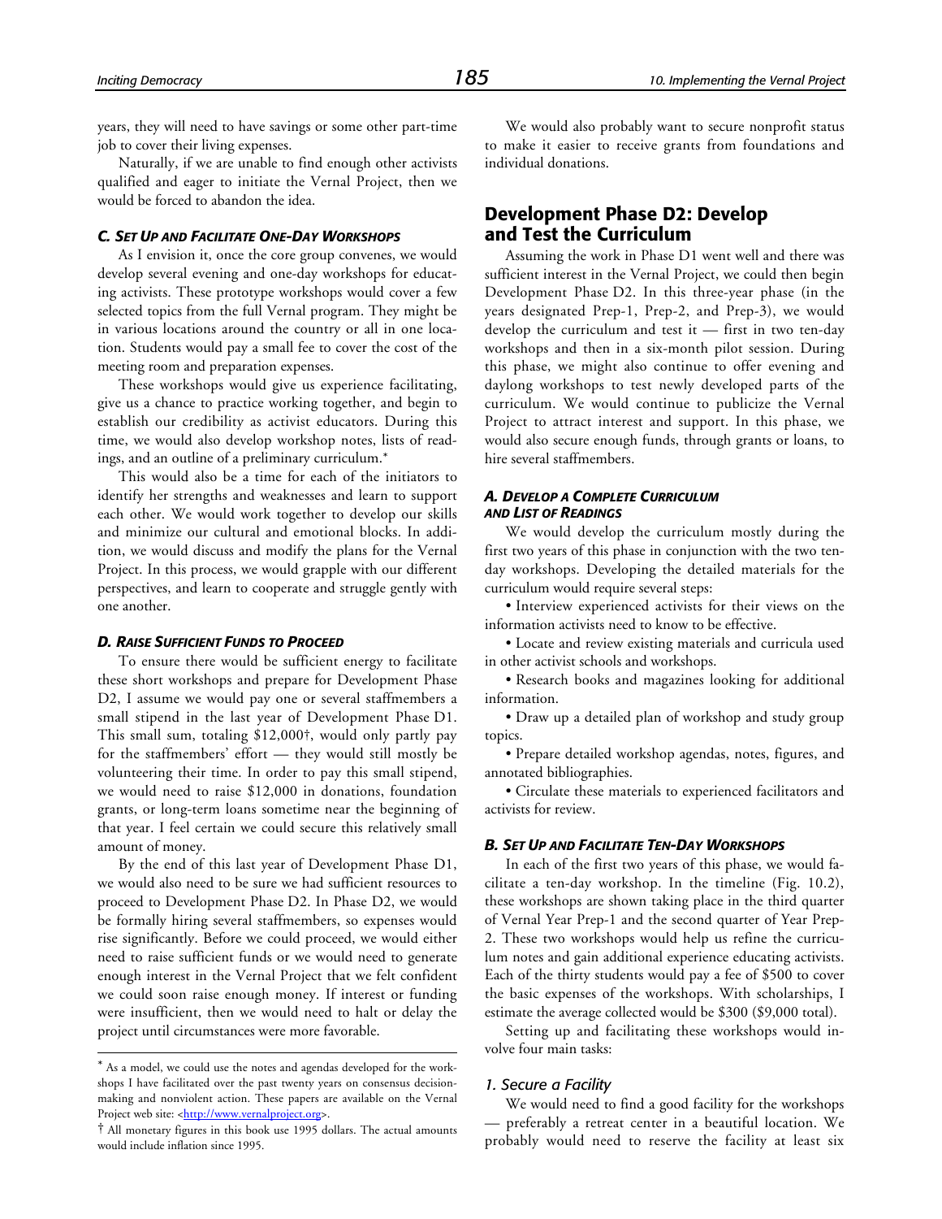years, they will need to have savings or some other part-time job to cover their living expenses.

Naturally, if we are unable to find enough other activists qualified and eager to initiate the Vernal Project, then we would be forced to abandon the idea.

#### *C. Set Up and Facilitate One-Day Workshops*

As I envision it, once the core group convenes, we would develop several evening and one-day workshops for educating activists. These prototype workshops would cover a few selected topics from the full Vernal program. They might be in various locations around the country or all in one location. Students would pay a small fee to cover the cost of the meeting room and preparation expenses.

These workshops would give us experience facilitating, give us a chance to practice working together, and begin to establish our credibility as activist educators. During this time, we would also develop workshop notes, lists of readings, and an outline of a preliminary curriculum.*

This would also be a time for each of the initiators to identify her strengths and weaknesses and learn to support each other. We would work together to develop our skills and minimize our cultural and emotional blocks. In addition, we would discuss and modify the plans for the Vernal Project. In this process, we would grapple with our different perspectives, and learn to cooperate and struggle gently with one another.

#### *D. Raise Sufficient Funds to Proceed*

To ensure there would be sufficient energy to facilitate these short workshops and prepare for Development Phase D2, I assume we would pay one or several staffmembers a small stipend in the last year of Development Phase D1. This small sum, totaling $12,000†, would only partly pay for the staffmembers' effort — they would still mostly be volunteering their time. In order to pay this small stipend, we would need to raise $12,000 in donations, foundation grants, or long-term loans sometime near the beginning of that year. I feel certain we could secure this relatively small amount of money.

By the end of this last year of Development Phase D1, we would also need to be sure we had sufficient resources to proceed to Development Phase D2. In Phase D2, we would be formally hiring several staffmembers, so expenses would rise significantly. Before we could proceed, we would either need to raise sufficient funds or we would need to generate enough interest in the Vernal Project that we felt confident we could soon raise enough money. If interest or funding were insufficient, then we would need to halt or delay the project until circumstances were more favorable.

We would also probably want to secure nonprofit status to make it easier to receive grants from foundations and individual donations.

## Development Phase D2: Develop and Test the Curriculum

Assuming the work in Phase D1 went well and there was sufficient interest in the Vernal Project, we could then begin Development Phase D2. In this three-year phase (in the years designated Prep-1, Prep-2, and Prep-3), we would develop the curriculum and test it — first in two ten-day workshops and then in a six-month pilot session. During this phase, we might also continue to offer evening and daylong workshops to test newly developed parts of the curriculum. We would continue to publicize the Vernal Project to attract interest and support. In this phase, we would also secure enough funds, through grants or loans, to hire several staffmembers.

#### *A. Develop a Complete Curriculum and List of Readings*

We would develop the curriculum mostly during the first two years of this phase in conjunction with the two ten-day workshops. Developing the detailed materials for the curriculum would require several steps:

- Interview experienced activists for their views on the information activists need to know to be effective.
- Locate and review existing materials and curricula used in other activist schools and workshops.
- Research books and magazines looking for additional information.
- Draw up a detailed plan of workshop and study group topics.
- Prepare detailed workshop agendas, notes, figures, and annotated bibliographies.
- Circulate these materials to experienced facilitators and activists for review.

#### *B. Set Up and Facilitate Ten-Day Workshops*

In each of the first two years of this phase, we would facilitate a ten-day workshop. In the timeline (Fig. 10.2), these workshops are shown taking place in the third quarter of Vernal Year Prep-1 and the second quarter of Year Prep-2. These two workshops would help us refine the curriculum notes and gain additional experience educating activists. Each of the thirty students would pay a fee of $500 to cover the basic expenses of the workshops. With scholarships, I estimate the average collected would be $300 ($9,000 total).

Setting up and facilitating these workshops would involve four main tasks:

#### *1. Secure a Facility*

We would need to find a good facility for the workshops — preferably a retreat center in a beautiful location. We probably would need to reserve the facility at least six

---

* As a model, we could use the notes and agendas developed for the workshops I have facilitated over the past twenty years on consensus decision-making and nonviolent action. These papers are available on the Vernal Project web site: <http://www.vernalproject.org>.

† All monetary figures in this book use 1995 dollars. The actual amounts would include inflation since 1995.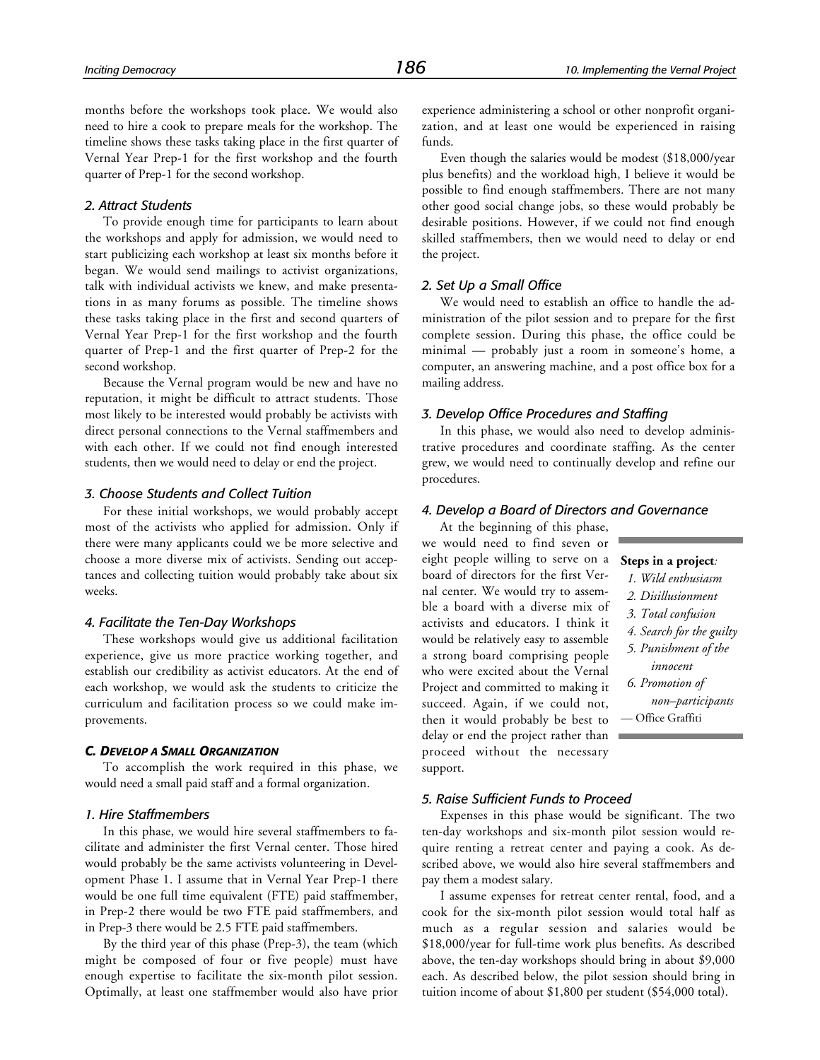months before the workshops took place. We would also need to hire a cook to prepare meals for the workshop. The timeline shows these tasks taking place in the first quarter of Vernal Year Prep-1 for the first workshop and the fourth quarter of Prep-1 for the second workshop.

#### *2. Attract Students*

To provide enough time for participants to learn about the workshops and apply for admission, we would need to start publicizing each workshop at least six months before it began. We would send mailings to activist organizations, talk with individual activists we knew, and make presentations in as many forums as possible. The timeline shows these tasks taking place in the first and second quarters of Vernal Year Prep-1 for the first workshop and the fourth quarter of Prep-1 and the first quarter of Prep-2 for the second workshop.

Because the Vernal program would be new and have no reputation, it might be difficult to attract students. Those most likely to be interested would probably be activists with direct personal connections to the Vernal staffmembers and with each other. If we could not find enough interested students, then we would need to delay or end the project.

#### *3. Choose Students and Collect Tuition*

For these initial workshops, we would probably accept most of the activists who applied for admission. Only if there were many applicants could we be more selective and choose a more diverse mix of activists. Sending out acceptances and collecting tuition would probably take about six weeks.

#### *4. Facilitate the Ten-Day Workshops*

These workshops would give us additional facilitation experience, give us more practice working together, and establish our credibility as activist educators. At the end of each workshop, we would ask the students to criticize the curriculum and facilitation process so we could make improvements.

### *C. DEVELOP A SMALL ORGANIZATION*

To accomplish the work required in this phase, we would need a small paid staff and a formal organization.

#### *1. Hire Staffmembers*

In this phase, we would hire several staffmembers to facilitate and administer the first Vernal center. Those hired would probably be the same activists volunteering in Development Phase 1. I assume that in Vernal Year Prep-1 there would be one full time equivalent (FTE) paid staffmember, in Prep-2 there would be two FTE paid staffmembers, and in Prep-3 there would be 2.5 FTE paid staffmembers.

By the third year of this phase (Prep-3), the team (which might be composed of four or five people) must have enough expertise to facilitate the six-month pilot session. Optimally, at least one staffmember would also have prior experience administering a school or other nonprofit organization, and at least one would be experienced in raising funds.

Even though the salaries would be modest ($18,000/year plus benefits) and the workload high, I believe it would be possible to find enough staffmembers. There are not many other good social change jobs, so these would probably be desirable positions. However, if we could not find enough skilled staffmembers, then we would need to delay or end the project.

#### *2. Set Up a Small Office*

We would need to establish an office to handle the administration of the pilot session and to prepare for the first complete session. During this phase, the office could be minimal — probably just a room in someone's home, a computer, an answering machine, and a post office box for a mailing address.

#### *3. Develop Office Procedures and Staffing*

In this phase, we would also need to develop administrative procedures and coordinate staffing. As the center grew, we would need to continually develop and refine our procedures.

#### *4. Develop a Board of Directors and Governance*

At the beginning of this phase, we would need to find seven or eight people willing to serve on a board of directors for the first Vernal center. We would try to assemble a board with a diverse mix of activists and educators. I think it would be relatively easy to assemble a strong board comprising people who were excited about the Vernal Project and committed to making it succeed. Again, if we could not, then it would probably be best to delay or end the project rather than proceed without the necessary support.

> **Steps in a project***:*
> 1. *Wild enthusiasm*
> 2. *Disillusionment*
> 3. *Total confusion*
> 4. *Search for the guilty*
> 5. *Punishment of the innocent*
> 6. *Promotion of non–participants*
>
> — Office Graffiti

#### *5. Raise Sufficient Funds to Proceed*

Expenses in this phase would be significant. The two ten-day workshops and six-month pilot session would require renting a retreat center and paying a cook. As described above, we would also hire several staffmembers and pay them a modest salary.

I assume expenses for retreat center rental, food, and a cook for the six-month pilot session would total half as much as a regular session and salaries would be $18,000/year for full-time work plus benefits. As described above, the ten-day workshops should bring in about $9,000 each. As described below, the pilot session should bring in tuition income of about $1,800 per student ($54,000 total).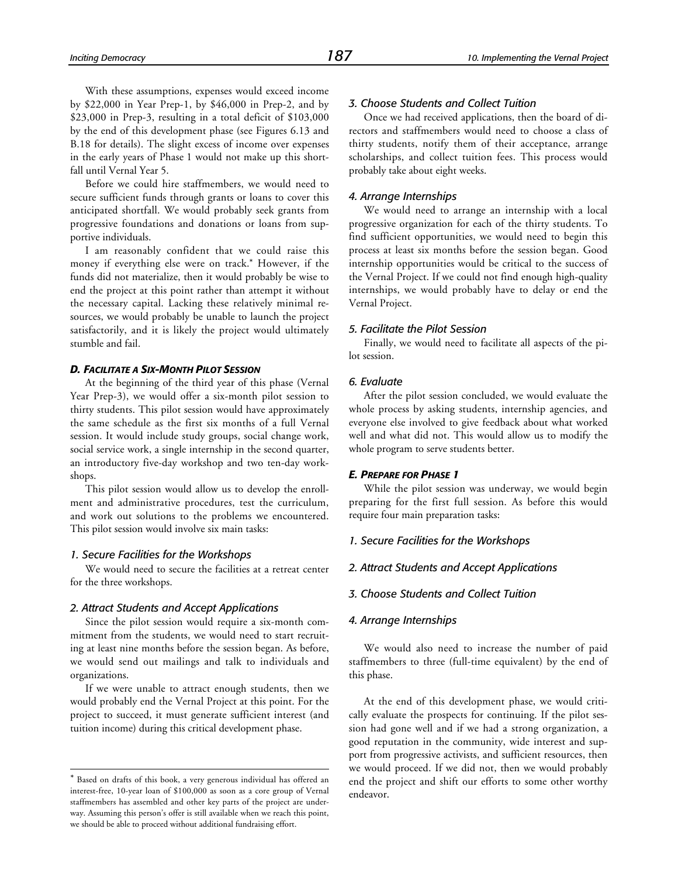With these assumptions, expenses would exceed income by $22,000 in Year Prep-1, by $46,000 in Prep-2, and by $23,000 in Prep-3, resulting in a total deficit of $103,000 by the end of this development phase (see Figures 6.13 and B.18 for details). The slight excess of income over expenses in the early years of Phase 1 would not make up this shortfall until Vernal Year 5.

Before we could hire staffmembers, we would need to secure sufficient funds through grants or loans to cover this anticipated shortfall. We would probably seek grants from progressive foundations and donations or loans from supportive individuals.

I am reasonably confident that we could raise this money if everything else were on track.* However, if the funds did not materialize, then it would probably be wise to end the project at this point rather than attempt it without the necessary capital. Lacking these relatively minimal resources, we would probably be unable to launch the project satisfactorily, and it is likely the project would ultimately stumble and fail.

#### *D. FACILITATE A SIX-MONTH PILOT SESSION*

At the beginning of the third year of this phase (Vernal Year Prep-3), we would offer a six-month pilot session to thirty students. This pilot session would have approximately the same schedule as the first six months of a full Vernal session. It would include study groups, social change work, social service work, a single internship in the second quarter, an introductory five-day workshop and two ten-day workshops.

This pilot session would allow us to develop the enrollment and administrative procedures, test the curriculum, and work out solutions to the problems we encountered. This pilot session would involve six main tasks:

##### *1. Secure Facilities for the Workshops*

We would need to secure the facilities at a retreat center for the three workshops.

##### *2. Attract Students and Accept Applications*

Since the pilot session would require a six-month commitment from the students, we would need to start recruiting at least nine months before the session began. As before, we would send out mailings and talk to individuals and organizations.

If we were unable to attract enough students, then we would probably end the Vernal Project at this point. For the project to succeed, it must generate sufficient interest (and tuition income) during this critical development phase.

##### *3. Choose Students and Collect Tuition*

Once we had received applications, then the board of directors and staffmembers would need to choose a class of thirty students, notify them of their acceptance, arrange scholarships, and collect tuition fees. This process would probably take about eight weeks.

##### *4. Arrange Internships*

We would need to arrange an internship with a local progressive organization for each of the thirty students. To find sufficient opportunities, we would need to begin this process at least six months before the session began. Good internship opportunities would be critical to the success of the Vernal Project. If we could not find enough high-quality internships, we would probably have to delay or end the Vernal Project.

##### *5. Facilitate the Pilot Session*

Finally, we would need to facilitate all aspects of the pilot session.

##### *6. Evaluate*

After the pilot session concluded, we would evaluate the whole process by asking students, internship agencies, and everyone else involved to give feedback about what worked well and what did not. This would allow us to modify the whole program to serve students better.

#### *E. PREPARE FOR PHASE 1*

While the pilot session was underway, we would begin preparing for the first full session. As before this would require four main preparation tasks:

##### *1. Secure Facilities for the Workshops*

##### *2. Attract Students and Accept Applications*

##### *3. Choose Students and Collect Tuition*

##### *4. Arrange Internships*

We would also need to increase the number of paid staffmembers to three (full-time equivalent) by the end of this phase.

At the end of this development phase, we would critically evaluate the prospects for continuing. If the pilot session had gone well and if we had a strong organization, a good reputation in the community, wide interest and support from progressive activists, and sufficient resources, then we would proceed. If we did not, then we would probably end the project and shift our efforts to some other worthy endeavor.

---

* Based on drafts of this book, a very generous individual has offered an interest-free, 10-year loan of $100,000 as soon as a core group of Vernal staffmembers has assembled and other key parts of the project are underway. Assuming this person's offer is still available when we reach this point, we should be able to proceed without additional fundraising effort.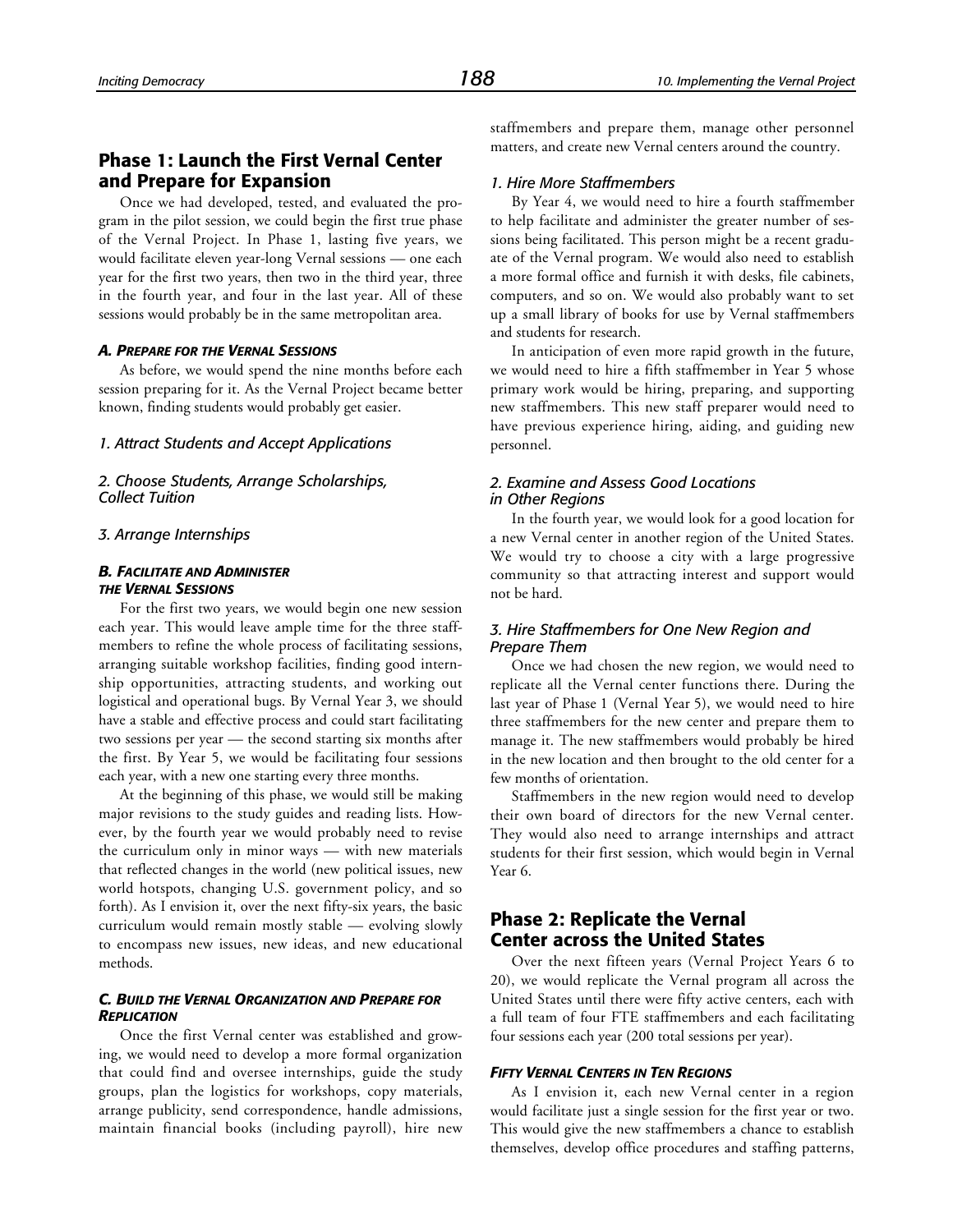## Phase 1: Launch the First Vernal Center and Prepare for Expansion

Once we had developed, tested, and evaluated the program in the pilot session, we could begin the first true phase of the Vernal Project. In Phase 1, lasting five years, we would facilitate eleven year-long Vernal sessions — one each year for the first two years, then two in the third year, three in the fourth year, and four in the last year. All of these sessions would probably be in the same metropolitan area.

#### *A. Prepare for the Vernal Sessions*

As before, we would spend the nine months before each session preparing for it. As the Vernal Project became better known, finding students would probably get easier.

##### *1. Attract Students and Accept Applications*

##### *2. Choose Students, Arrange Scholarships, Collect Tuition*

##### *3. Arrange Internships*

#### *B. Facilitate and Administer the Vernal Sessions*

For the first two years, we would begin one new session each year. This would leave ample time for the three staffmembers to refine the whole process of facilitating sessions, arranging suitable workshop facilities, finding good internship opportunities, attracting students, and working out logistical and operational bugs. By Vernal Year 3, we should have a stable and effective process and could start facilitating two sessions per year — the second starting six months after the first. By Year 5, we would be facilitating four sessions each year, with a new one starting every three months.

At the beginning of this phase, we would still be making major revisions to the study guides and reading lists. However, by the fourth year we would probably need to revise the curriculum only in minor ways — with new materials that reflected changes in the world (new political issues, new world hotspots, changing U.S. government policy, and so forth). As I envision it, over the next fifty-six years, the basic curriculum would remain mostly stable — evolving slowly to encompass new issues, new ideas, and new educational methods.

#### *C. Build the Vernal Organization and Prepare for Replication*

Once the first Vernal center was established and growing, we would need to develop a more formal organization that could find and oversee internships, guide the study groups, plan the logistics for workshops, copy materials, arrange publicity, send correspondence, handle admissions, maintain financial books (including payroll), hire new staffmembers and prepare them, manage other personnel matters, and create new Vernal centers around the country.

##### *1. Hire More Staffmembers*

By Year 4, we would need to hire a fourth staffmember to help facilitate and administer the greater number of sessions being facilitated. This person might be a recent graduate of the Vernal program. We would also need to establish a more formal office and furnish it with desks, file cabinets, computers, and so on. We would also probably want to set up a small library of books for use by Vernal staffmembers and students for research.

In anticipation of even more rapid growth in the future, we would need to hire a fifth staffmember in Year 5 whose primary work would be hiring, preparing, and supporting new staffmembers. This new staff preparer would need to have previous experience hiring, aiding, and guiding new personnel.

##### *2. Examine and Assess Good Locations in Other Regions*

In the fourth year, we would look for a good location for a new Vernal center in another region of the United States. We would try to choose a city with a large progressive community so that attracting interest and support would not be hard.

##### *3. Hire Staffmembers for One New Region and Prepare Them*

Once we had chosen the new region, we would need to replicate all the Vernal center functions there. During the last year of Phase 1 (Vernal Year 5), we would need to hire three staffmembers for the new center and prepare them to manage it. The new staffmembers would probably be hired in the new location and then brought to the old center for a few months of orientation.

Staffmembers in the new region would need to develop their own board of directors for the new Vernal center. They would also need to arrange internships and attract students for their first session, which would begin in Vernal Year 6.

## Phase 2: Replicate the Vernal Center across the United States

Over the next fifteen years (Vernal Project Years 6 to 20), we would replicate the Vernal program all across the United States until there were fifty active centers, each with a full team of four FTE staffmembers and each facilitating four sessions each year (200 total sessions per year).

#### *Fifty Vernal Centers in Ten Regions*

As I envision it, each new Vernal center in a region would facilitate just a single session for the first year or two. This would give the new staffmembers a chance to establish themselves, develop office procedures and staffing patterns,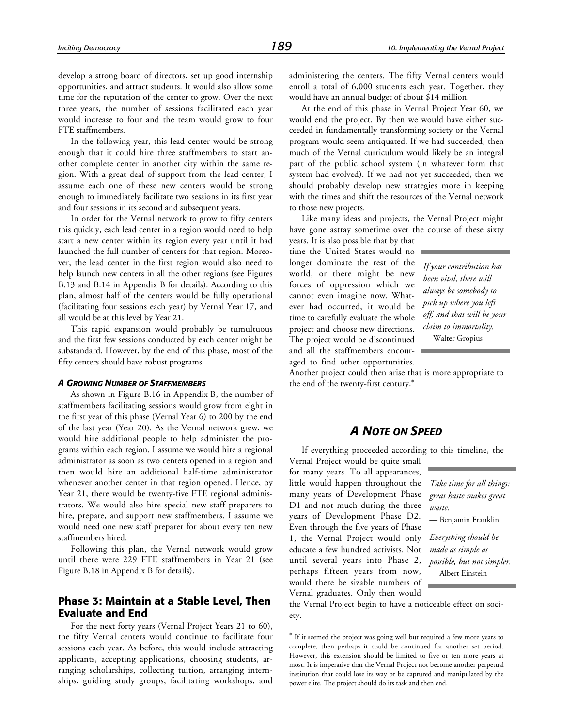develop a strong board of directors, set up good internship opportunities, and attract students. It would also allow some time for the reputation of the center to grow. Over the next three years, the number of sessions facilitated each year would increase to four and the team would grow to four FTE staffmembers.

In the following year, this lead center would be strong enough that it could hire three staffmembers to start another complete center in another city within the same region. With a great deal of support from the lead center, I assume each one of these new centers would be strong enough to immediately facilitate two sessions in its first year and four sessions in its second and subsequent years.

In order for the Vernal network to grow to fifty centers this quickly, each lead center in a region would need to help start a new center within its region every year until it had launched the full number of centers for that region. Moreover, the lead center in the first region would also need to help launch new centers in all the other regions (see Figures B.13 and B.14 in Appendix B for details). According to this plan, almost half of the centers would be fully operational (facilitating four sessions each year) by Vernal Year 17, and all would be at this level by Year 21.

This rapid expansion would probably be tumultuous and the first few sessions conducted by each center might be substandard. However, by the end of this phase, most of the fifty centers should have robust programs.

#### *A Growing Number of Staffmembers*

As shown in Figure B.16 in Appendix B, the number of staffmembers facilitating sessions would grow from eight in the first year of this phase (Vernal Year 6) to 200 by the end of the last year (Year 20). As the Vernal network grew, we would hire additional people to help administer the programs within each region. I assume we would hire a regional administrator as soon as two centers opened in a region and then would hire an additional half-time administrator whenever another center in that region opened. Hence, by Year 21, there would be twenty-five FTE regional administrators. We would also hire special new staff preparers to hire, prepare, and support new staffmembers. I assume we would need one new staff preparer for about every ten new staffmembers hired.

Following this plan, the Vernal network would grow until there were 229 FTE staffmembers in Year 21 (see Figure B.18 in Appendix B for details).

### Phase 3: Maintain at a Stable Level, Then Evaluate and End

For the next forty years (Vernal Project Years 21 to 60), the fifty Vernal centers would continue to facilitate four sessions each year. As before, this would include attracting applicants, accepting applications, choosing students, arranging scholarships, collecting tuition, arranging internships, guiding study groups, facilitating workshops, and administering the centers. The fifty Vernal centers would enroll a total of 6,000 students each year. Together, they would have an annual budget of about $14 million.

At the end of this phase in Vernal Project Year 60, we would end the project. By then we would have either succeeded in fundamentally transforming society or the Vernal program would seem antiquated. If we had succeeded, then much of the Vernal curriculum would likely be an integral part of the public school system (in whatever form that system had evolved). If we had not yet succeeded, then we should probably develop new strategies more in keeping with the times and shift the resources of the Vernal network to those new projects.

Like many ideas and projects, the Vernal Project might have gone astray sometime over the course of these sixty years. It is also possible that by that time the United States would no longer dominate the rest of the world, or there might be new forces of oppression which we cannot even imagine now. Whatever had occurred, it would be time to carefully evaluate the whole project and choose new directions. The project would be discontinued and all the staffmembers encouraged to find other opportunities. Another project could then arise that is more appropriate to the end of the twenty-first century.*

> *If your contribution has been vital, there will always be somebody to pick up where you left off, and that will be your claim to immortality.*
> — Walter Gropius

## *A Note on Speed*

If everything proceeded according to this timeline, the Vernal Project would be quite small for many years. To all appearances, little would happen throughout the many years of Development Phase D1 and not much during the three years of Development Phase D2. Even through the five years of Phase 1, the Vernal Project would only educate a few hundred activists. Not until several years into Phase 2, perhaps fifteen years from now, would there be sizable numbers of Vernal graduates. Only then would the Vernal Project begin to have a noticeable effect on society.

> *Take time for all things: great haste makes great waste.*
> — Benjamin Franklin

> *Everything should be made as simple as possible, but not simpler.*
> — Albert Einstein

---

* If it seemed the project was going well but required a few more years to complete, then perhaps it could be continued for another set period. However, this extension should be limited to five or ten more years at most. It is imperative that the Vernal Project not become another perpetual institution that could lose its way or be captured and manipulated by the power elite. The project should do its task and then end.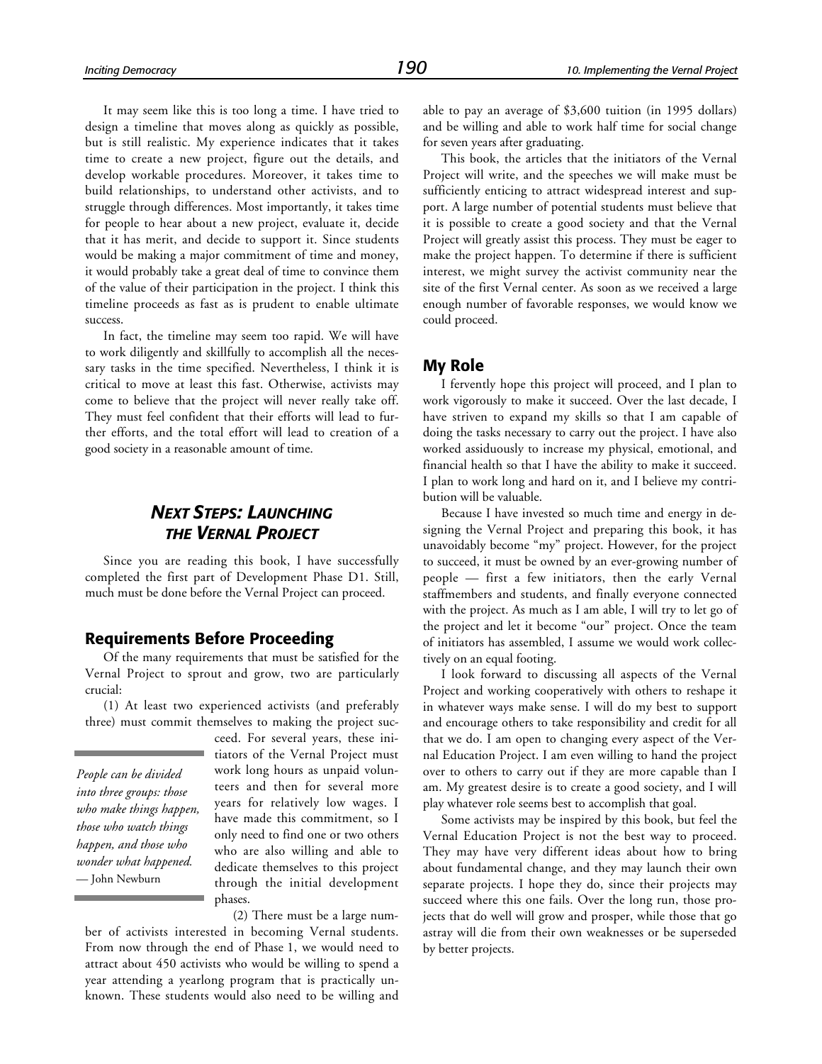It may seem like this is too long a time. I have tried to design a timeline that moves along as quickly as possible, but is still realistic. My experience indicates that it takes time to create a new project, figure out the details, and develop workable procedures. Moreover, it takes time to build relationships, to understand other activists, and to struggle through differences. Most importantly, it takes time for people to hear about a new project, evaluate it, decide that it has merit, and decide to support it. Since students would be making a major commitment of time and money, it would probably take a great deal of time to convince them of the value of their participation in the project. I think this timeline proceeds as fast as is prudent to enable ultimate success.

In fact, the timeline may seem too rapid. We will have to work diligently and skillfully to accomplish all the necessary tasks in the time specified. Nevertheless, I think it is critical to move at least this fast. Otherwise, activists may come to believe that the project will never really take off. They must feel confident that their efforts will lead to further efforts, and the total effort will lead to creation of a good society in a reasonable amount of time.

## *Next Steps: Launching the Vernal Project*

Since you are reading this book, I have successfully completed the first part of Development Phase D1. Still, much must be done before the Vernal Project can proceed.

### Requirements Before Proceeding

Of the many requirements that must be satisfied for the Vernal Project to sprout and grow, two are particularly crucial:

(1) At least two experienced activists (and preferably three) must commit themselves to making the project succeed. For several years, these initiators of the Vernal Project must work long hours as unpaid volunteers and then for several more years for relatively low wages. I have made this commitment, so I only need to find one or two others who are also willing and able to dedicate themselves to this project through the initial development phases.

> *People can be divided into three groups: those who make things happen, those who watch things happen, and those who wonder what happened.*
> — John Newburn

(2) There must be a large number of activists interested in becoming Vernal students. From now through the end of Phase 1, we would need to attract about 450 activists who would be willing to spend a year attending a yearlong program that is practically unknown. These students would also need to be willing and able to pay an average of $3,600 tuition (in 1995 dollars) and be willing and able to work half time for social change for seven years after graduating.

This book, the articles that the initiators of the Vernal Project will write, and the speeches we will make must be sufficiently enticing to attract widespread interest and support. A large number of potential students must believe that it is possible to create a good society and that the Vernal Project will greatly assist this process. They must be eager to make the project happen. To determine if there is sufficient interest, we might survey the activist community near the site of the first Vernal center. As soon as we received a large enough number of favorable responses, we would know we could proceed.

### My Role

I fervently hope this project will proceed, and I plan to work vigorously to make it succeed. Over the last decade, I have striven to expand my skills so that I am capable of doing the tasks necessary to carry out the project. I have also worked assiduously to increase my physical, emotional, and financial health so that I have the ability to make it succeed. I plan to work long and hard on it, and I believe my contribution will be valuable.

Because I have invested so much time and energy in designing the Vernal Project and preparing this book, it has unavoidably become "my" project. However, for the project to succeed, it must be owned by an ever-growing number of people — first a few initiators, then the early Vernal staffmembers and students, and finally everyone connected with the project. As much as I am able, I will try to let go of the project and let it become "our" project. Once the team of initiators has assembled, I assume we would work collectively on an equal footing.

I look forward to discussing all aspects of the Vernal Project and working cooperatively with others to reshape it in whatever ways make sense. I will do my best to support and encourage others to take responsibility and credit for all that we do. I am open to changing every aspect of the Vernal Education Project. I am even willing to hand the project over to others to carry out if they are more capable than I am. My greatest desire is to create a good society, and I will play whatever role seems best to accomplish that goal.

Some activists may be inspired by this book, but feel the Vernal Education Project is not the best way to proceed. They may have very different ideas about how to bring about fundamental change, and they may launch their own separate projects. I hope they do, since their projects may succeed where this one fails. Over the long run, those projects that do well will grow and prosper, while those that go astray will die from their own weaknesses or be superseded by better projects.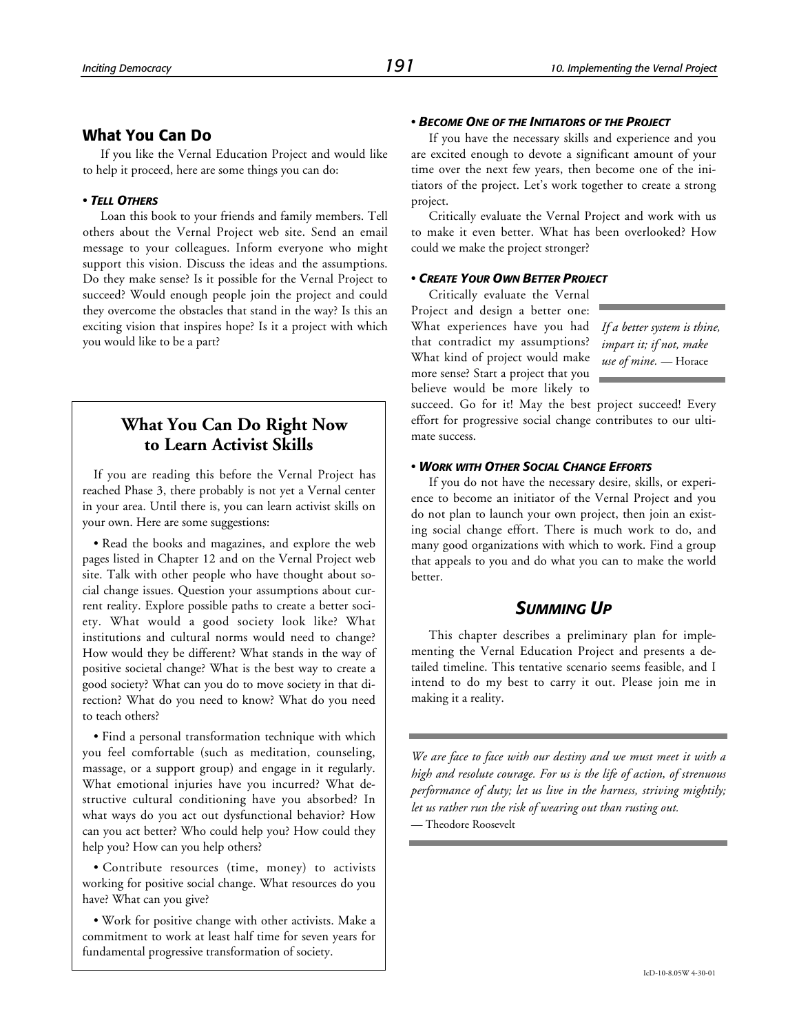## What You Can Do

If you like the Vernal Education Project and would like to help it proceed, here are some things you can do:

#### • *Tell Others*

Loan this book to your friends and family members. Tell others about the Vernal Project web site. Send an email message to your colleagues. Inform everyone who might support this vision. Discuss the ideas and the assumptions. Do they make sense? Is it possible for the Vernal Project to succeed? Would enough people join the project and could they overcome the obstacles that stand in the way? Is this an exciting vision that inspires hope? Is it a project with which you would like to be a part?

### What You Can Do Right Now to Learn Activist Skills

If you are reading this before the Vernal Project has reached Phase 3, there probably is not yet a Vernal center in your area. Until there is, you can learn activist skills on your own. Here are some suggestions:

• Read the books and magazines, and explore the web pages listed in Chapter 12 and on the Vernal Project web site. Talk with other people who have thought about social change issues. Question your assumptions about current reality. Explore possible paths to create a better society. What would a good society look like? What institutions and cultural norms would need to change? How would they be different? What stands in the way of positive societal change? What is the best way to create a good society? What can you do to move society in that direction? What do you need to know? What do you need to teach others?

• Find a personal transformation technique with which you feel comfortable (such as meditation, counseling, massage, or a support group) and engage in it regularly. What emotional injuries have you incurred? What destructive cultural conditioning have you absorbed? In what ways do you act out dysfunctional behavior? How can you act better? Who could help you? How could they help you? How can you help others?

• Contribute resources (time, money) to activists working for positive social change. What resources do you have? What can you give?

• Work for positive change with other activists. Make a commitment to work at least half time for seven years for fundamental progressive transformation of society.

#### • *Become One of the Initiators of the Project*

If you have the necessary skills and experience and you are excited enough to devote a significant amount of your time over the next few years, then become one of the initiators of the project. Let's work together to create a strong project.

Critically evaluate the Vernal Project and work with us to make it even better. What has been overlooked? How could we make the project stronger?

#### • *Create Your Own Better Project*

Critically evaluate the Vernal Project and design a better one: What experiences have you had that contradict my assumptions? What kind of project would make more sense? Start a project that you believe would be more likely to succeed. Go for it! May the best project succeed! Every effort for progressive social change contributes to our ultimate success.

> *If a better system is thine, impart it; if not, make use of mine.* — Horace

#### • *Work with Other Social Change Efforts*

If you do not have the necessary desire, skills, or experience to become an initiator of the Vernal Project and you do not plan to launch your own project, then join an existing social change effort. There is much work to do, and many good organizations with which to work. Find a group that appeals to you and do what you can to make the world better.

## *Summing Up*

This chapter describes a preliminary plan for implementing the Vernal Education Project and presents a detailed timeline. This tentative scenario seems feasible, and I intend to do my best to carry it out. Please join me in making it a reality.

> *We are face to face with our destiny and we must meet it with a high and resolute courage. For us is the life of action, of strenuous performance of duty; let us live in the harness, striving mightily; let us rather run the risk of wearing out than rusting out.*
> — Theodore Roosevelt